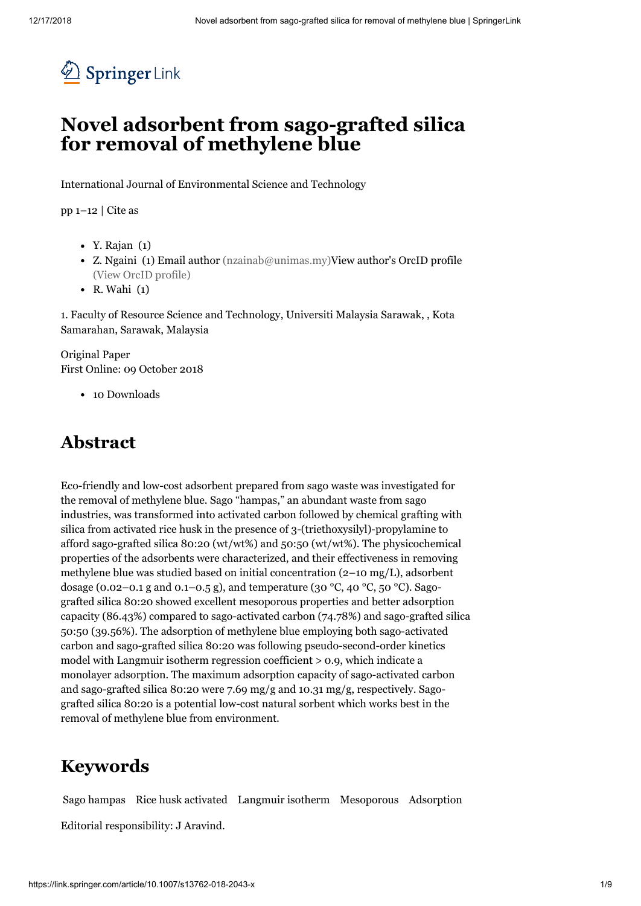# Novel adsorbent from sago-grafted silica for removal of methylene blue

International Journal of Environmental Science and Technology

pp 1–12 | Cite as

- Y. Rajan (1)
- Z. Ngaini (1) Email author (nzainab@unimas.my)View author's OrcID profile (View OrcID profile)
- R. Wahi (1)

1. Faculty of Resource Science and Technology, Universiti Malaysia Sarawak, , Kota Samarahan, Sarawak, Malaysia

Original Paper
First Online: 09 October 2018

- 10 Downloads

## Abstract

Eco-friendly and low-cost adsorbent prepared from sago waste was investigated for the removal of methylene blue. Sago "hampas," an abundant waste from sago industries, was transformed into activated carbon followed by chemical grafting with silica from activated rice husk in the presence of 3-(triethoxysilyl)-propylamine to afford sago-grafted silica 80:20 (wt/wt%) and 50:50 (wt/wt%). The physicochemical properties of the adsorbents were characterized, and their effectiveness in removing methylene blue was studied based on initial concentration (2–10 mg/L), adsorbent dosage (0.02–0.1 g and 0.1–0.5 g), and temperature (30 °C, 40 °C, 50 °C). Sago-grafted silica 80:20 showed excellent mesoporous properties and better adsorption capacity (86.43%) compared to sago-activated carbon (74.78%) and sago-grafted silica 50:50 (39.56%). The adsorption of methylene blue employing both sago-activated carbon and sago-grafted silica 80:20 was following pseudo-second-order kinetics model with Langmuir isotherm regression coefficient > 0.9, which indicate a monolayer adsorption. The maximum adsorption capacity of sago-activated carbon and sago-grafted silica 80:20 were 7.69 mg/g and 10.31 mg/g, respectively. Sago-grafted silica 80:20 is a potential low-cost natural sorbent which works best in the removal of methylene blue from environment.

## Keywords

Sago hampas  Rice husk activated  Langmuir isotherm  Mesoporous  Adsorption

Editorial responsibility: J Aravind.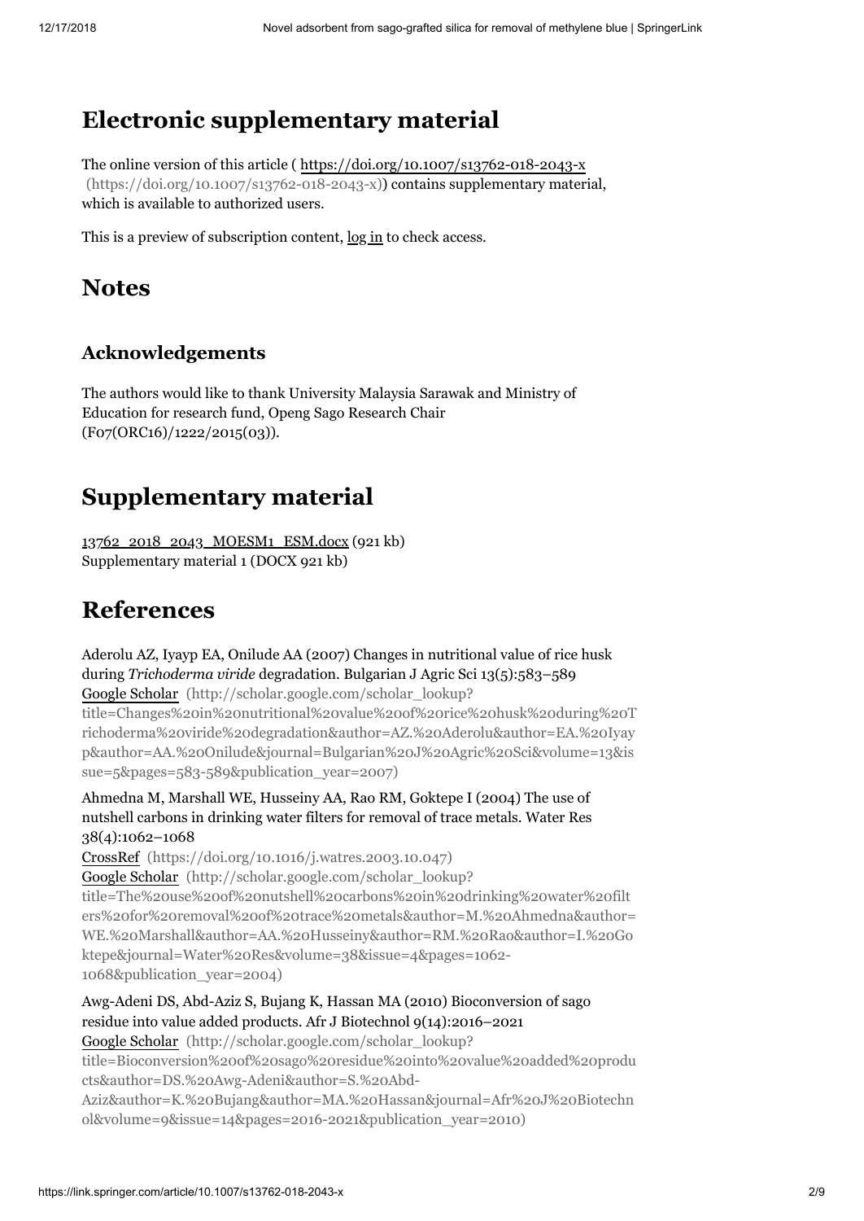## Electronic supplementary material

The online version of this article ( https://doi.org/10.1007/s13762-018-2043-x (https://doi.org/10.1007/s13762-018-2043-x)) contains supplementary material, which is available to authorized users.

This is a preview of subscription content, log in to check access.

## Notes

### Acknowledgements

The authors would like to thank University Malaysia Sarawak and Ministry of Education for research fund, Openg Sago Research Chair (F07(ORC16)/1222/2015(03)).

## Supplementary material

13762_2018_2043_MOESM1_ESM.docx (921 kb)
Supplementary material 1 (DOCX 921 kb)

## References

Aderolu AZ, Iyayp EA, Onilude AA (2007) Changes in nutritional value of rice husk during *Trichoderma viride* degradation. Bulgarian J Agric Sci 13(5):583–589
Google Scholar (http://scholar.google.com/scholar_lookup?title=Changes%20in%20nutritional%20value%20of%20rice%20husk%20during%20Trichoderma%20viride%20degradation&author=AZ.%20Aderolu&author=EA.%20Iyayp&author=AA.%20Onilude&journal=Bulgarian%20J%20Agric%20Sci&volume=13&issue=5&pages=583-589&publication_year=2007)

Ahmedna M, Marshall WE, Husseiny AA, Rao RM, Goktepe I (2004) The use of nutshell carbons in drinking water filters for removal of trace metals. Water Res 38(4):1062–1068
CrossRef (https://doi.org/10.1016/j.watres.2003.10.047)
Google Scholar (http://scholar.google.com/scholar_lookup?title=The%20use%20of%20nutshell%20carbons%20in%20drinking%20water%20filters%20for%20removal%20of%20trace%20metals&author=M.%20Ahmedna&author=WE.%20Marshall&author=AA.%20Husseiny&author=RM.%20Rao&author=I.%20Goktepe&journal=Water%20Res&volume=38&issue=4&pages=1062-1068&publication_year=2004)

Awg-Adeni DS, Abd-Aziz S, Bujang K, Hassan MA (2010) Bioconversion of sago residue into value added products. Afr J Biotechnol 9(14):2016–2021
Google Scholar (http://scholar.google.com/scholar_lookup?title=Bioconversion%20of%20sago%20residue%20into%20value%20added%20products&author=DS.%20Awg-Adeni&author=S.%20Abd-Aziz&author=K.%20Bujang&author=MA.%20Hassan&journal=Afr%20J%20Biotechnol&volume=9&issue=14&pages=2016-2021&publication_year=2010)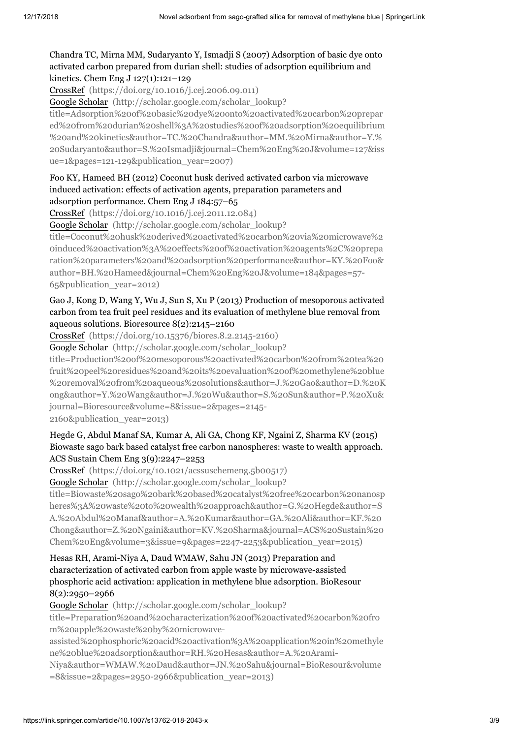Chandra TC, Mirna MM, Sudaryanto Y, Ismadji S (2007) Adsorption of basic dye onto activated carbon prepared from durian shell: studies of adsorption equilibrium and kinetics. Chem Eng J 127(1):121–129

CrossRef (https://doi.org/10.1016/j.cej.2006.09.011)

Google Scholar (http://scholar.google.com/scholar_lookup?title=Adsorption%20of%20basic%20dye%20onto%20activated%20carbon%20prepared%20from%20durian%20shell%3A%20studies%20of%20adsorption%20equilibrium%20and%20kinetics&author=TC.%20Chandra&author=MM.%20Mirna&author=Y.%20Sudaryanto&author=S.%20Ismadji&journal=Chem%20Eng%20J&volume=127&issue=1&pages=121-129&publication_year=2007)

Foo KY, Hameed BH (2012) Coconut husk derived activated carbon via microwave induced activation: effects of activation agents, preparation parameters and adsorption performance. Chem Eng J 184:57–65

CrossRef (https://doi.org/10.1016/j.cej.2011.12.084)

Google Scholar (http://scholar.google.com/scholar_lookup?title=Coconut%20husk%20derived%20activated%20carbon%20via%20microwave%20induced%20activation%3A%20effects%20of%20activation%20agents%2C%20preparation%20parameters%20and%20adsorption%20performance&author=KY.%20Foo&author=BH.%20Hameed&journal=Chem%20Eng%20J&volume=184&pages=57-65&publication_year=2012)

Gao J, Kong D, Wang Y, Wu J, Sun S, Xu P (2013) Production of mesoporous activated carbon from tea fruit peel residues and its evaluation of methylene blue removal from aqueous solutions. Bioresource 8(2):2145–2160

CrossRef (https://doi.org/10.15376/biores.8.2.2145-2160)

Google Scholar (http://scholar.google.com/scholar_lookup?title=Production%20of%20mesoporous%20activated%20carbon%20from%20tea%20fruit%20peel%20residues%20and%20its%20evaluation%20of%20methylene%20blue%20removal%20from%20aqueous%20solutions&author=J.%20Gao&author=D.%20Kong&author=Y.%20Wang&author=J.%20Wu&author=S.%20Sun&author=P.%20Xu&journal=Bioresource&volume=8&issue=2&pages=2145-2160&publication_year=2013)

Hegde G, Abdul Manaf SA, Kumar A, Ali GA, Chong KF, Ngaini Z, Sharma KV (2015) Biowaste sago bark based catalyst free carbon nanospheres: waste to wealth approach. ACS Sustain Chem Eng 3(9):2247–2253

CrossRef (https://doi.org/10.1021/acssuschemeng.5b00517)

Google Scholar (http://scholar.google.com/scholar_lookup?title=Biowaste%20sago%20bark%20based%20catalyst%20free%20carbon%20nanospheres%3A%20waste%20to%20wealth%20approach&author=G.%20Hegde&author=SA.%20Abdul%20Manaf&author=A.%20Kumar&author=GA.%20Ali&author=KF.%20Chong&author=Z.%20Ngaini&author=KV.%20Sharma&journal=ACS%20Sustain%20Chem%20Eng&volume=3&issue=9&pages=2247-2253&publication_year=2015)

Hesas RH, Arami-Niya A, Daud WMAW, Sahu JN (2013) Preparation and characterization of activated carbon from apple waste by microwave-assisted phosphoric acid activation: application in methylene blue adsorption. BioResour 8(2):2950–2966

Google Scholar (http://scholar.google.com/scholar_lookup?title=Preparation%20and%20characterization%20of%20activated%20carbon%20from%20apple%20waste%20by%20microwave-assisted%20phosphoric%20acid%20activation%3A%20application%20in%20methylene%20blue%20adsorption&author=RH.%20Hesas&author=A.%20Arami-Niya&author=WMAW.%20Daud&author=JN.%20Sahu&journal=BioResour&volume=8&issue=2&pages=2950-2966&publication_year=2013)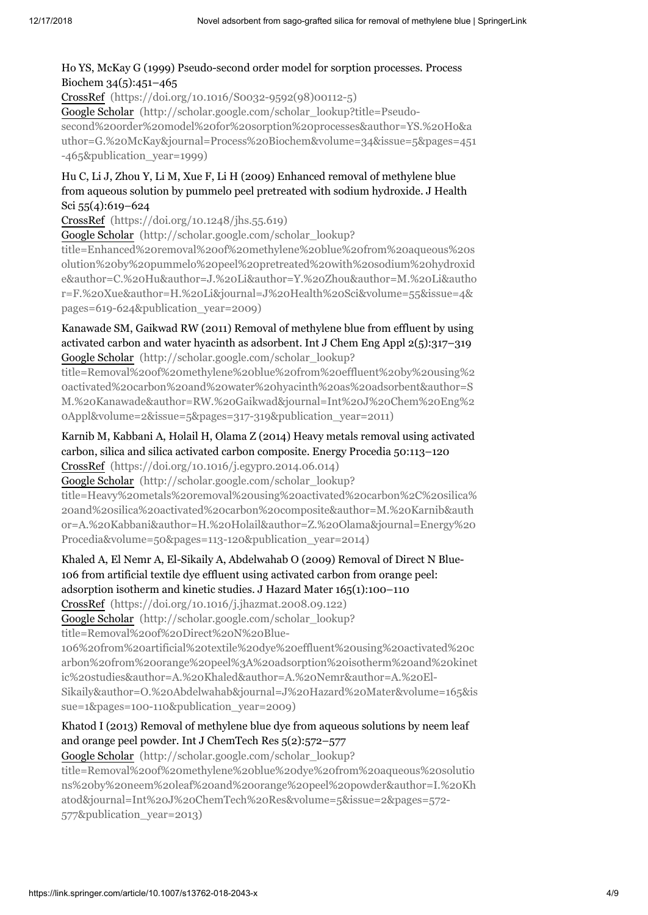Ho YS, McKay G (1999) Pseudo-second order model for sorption processes. Process Biochem 34(5):451–465
CrossRef (https://doi.org/10.1016/S0032-9592(98)00112-5)
Google Scholar (http://scholar.google.com/scholar_lookup?title=Pseudo-second%20order%20model%20for%20sorption%20processes&author=YS.%20Ho&author=G.%20McKay&journal=Process%20Biochem&volume=34&issue=5&pages=451-465&publication_year=1999)

Hu C, Li J, Zhou Y, Li M, Xue F, Li H (2009) Enhanced removal of methylene blue from aqueous solution by pummelo peel pretreated with sodium hydroxide. J Health Sci 55(4):619–624
CrossRef (https://doi.org/10.1248/jhs.55.619)
Google Scholar (http://scholar.google.com/scholar_lookup?title=Enhanced%20removal%20of%20methylene%20blue%20from%20aqueous%20solution%20by%20pummelo%20peel%20pretreated%20with%20sodium%20hydroxide&author=C.%20Hu&author=J.%20Li&author=Y.%20Zhou&author=M.%20Li&author=F.%20Xue&author=H.%20Li&journal=J%20Health%20Sci&volume=55&issue=4&pages=619-624&publication_year=2009)

Kanawade SM, Gaikwad RW (2011) Removal of methylene blue from effluent by using activated carbon and water hyacinth as adsorbent. Int J Chem Eng Appl 2(5):317–319
Google Scholar (http://scholar.google.com/scholar_lookup?title=Removal%20of%20methylene%20blue%20from%20effluent%20by%20using%20activated%20carbon%20and%20water%20hyacinth%20as%20adsorbent&author=SM.%20Kanawade&author=RW.%20Gaikwad&journal=Int%20J%20Chem%20Eng%20Appl&volume=2&issue=5&pages=317-319&publication_year=2011)

Karnib M, Kabbani A, Holail H, Olama Z (2014) Heavy metals removal using activated carbon, silica and silica activated carbon composite. Energy Procedia 50:113–120
CrossRef (https://doi.org/10.1016/j.egypro.2014.06.014)
Google Scholar (http://scholar.google.com/scholar_lookup?title=Heavy%20metals%20removal%20using%20activated%20carbon%2C%20silica%20and%20silica%20activated%20carbon%20composite&author=M.%20Karnib&author=A.%20Kabbani&author=H.%20Holail&author=Z.%20Olama&journal=Energy%20Procedia&volume=50&pages=113-120&publication_year=2014)

Khaled A, El Nemr A, El-Sikaily A, Abdelwahab O (2009) Removal of Direct N Blue-106 from artificial textile dye effluent using activated carbon from orange peel: adsorption isotherm and kinetic studies. J Hazard Mater 165(1):100–110
CrossRef (https://doi.org/10.1016/j.jhazmat.2008.09.122)
Google Scholar (http://scholar.google.com/scholar_lookup?title=Removal%20of%20Direct%20N%20Blue-106%20from%20artificial%20textile%20dye%20effluent%20using%20activated%20carbon%20from%20orange%20peel%3A%20adsorption%20isotherm%20and%20kinetic%20studies&author=A.%20Khaled&author=A.%20Nemr&author=A.%20El-Sikaily&author=O.%20Abdelwahab&journal=J%20Hazard%20Mater&volume=165&issue=1&pages=100-110&publication_year=2009)

Khatod I (2013) Removal of methylene blue dye from aqueous solutions by neem leaf and orange peel powder. Int J ChemTech Res 5(2):572–577
Google Scholar (http://scholar.google.com/scholar_lookup?title=Removal%20of%20methylene%20blue%20dye%20from%20aqueous%20solutions%20by%20neem%20leaf%20and%20orange%20peel%20powder&author=I.%20Khatod&journal=Int%20J%20ChemTech%20Res&volume=5&issue=2&pages=572-577&publication_year=2013)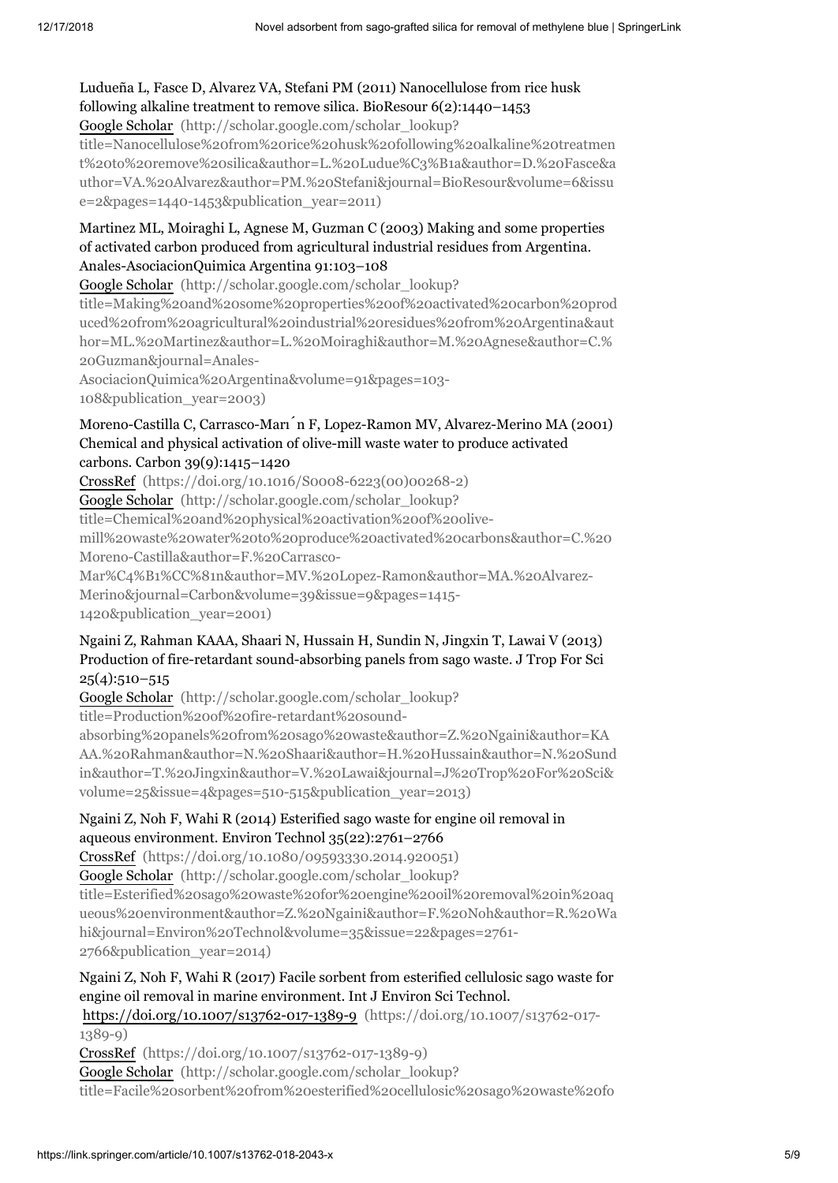Ludueña L, Fasce D, Alvarez VA, Stefani PM (2011) Nanocellulose from rice husk following alkaline treatment to remove silica. BioResour 6(2):1440–1453
Google Scholar (http://scholar.google.com/scholar_lookup?title=Nanocellulose%20from%20rice%20husk%20following%20alkaline%20treatment%20to%20remove%20silica&author=L.%20Ludue%C3%B1a&author=D.%20Fasce&author=VA.%20Alvarez&author=PM.%20Stefani&journal=BioResour&volume=6&issue=2&pages=1440-1453&publication_year=2011)

Martinez ML, Moiraghi L, Agnese M, Guzman C (2003) Making and some properties of activated carbon produced from agricultural industrial residues from Argentina. Anales-AsociacionQuimica Argentina 91:103–108
Google Scholar (http://scholar.google.com/scholar_lookup?title=Making%20and%20some%20properties%20of%20activated%20carbon%20produced%20from%20agricultural%20industrial%20residues%20from%20Argentina&author=ML.%20Martinez&author=L.%20Moiraghi&author=M.%20Agnese&author=C.%20Guzman&journal=Anales-AsociacionQuimica%20Argentina&volume=91&pages=103-108&publication_year=2003)

Moreno-Castilla C, Carrasco-Marı´n F, Lopez-Ramon MV, Alvarez-Merino MA (2001) Chemical and physical activation of olive-mill waste water to produce activated carbons. Carbon 39(9):1415–1420
CrossRef (https://doi.org/10.1016/S0008-6223(00)00268-2)
Google Scholar (http://scholar.google.com/scholar_lookup?title=Chemical%20and%20physical%20activation%20of%20olive-mill%20waste%20water%20to%20produce%20activated%20carbons&author=C.%20Moreno-Castilla&author=F.%20Carrasco-Mar%C4%B1%CC%81n&author=MV.%20Lopez-Ramon&author=MA.%20Alvarez-Merino&journal=Carbon&volume=39&issue=9&pages=1415-1420&publication_year=2001)

Ngaini Z, Rahman KAAA, Shaari N, Hussain H, Sundin N, Jingxin T, Lawai V (2013) Production of fire-retardant sound-absorbing panels from sago waste. J Trop For Sci 25(4):510–515
Google Scholar (http://scholar.google.com/scholar_lookup?title=Production%20of%20fire-retardant%20sound-absorbing%20panels%20from%20sago%20waste&author=Z.%20Ngaini&author=KAAA.%20Rahman&author=N.%20Shaari&author=H.%20Hussain&author=N.%20Sundin&author=T.%20Jingxin&author=V.%20Lawai&journal=J%20Trop%20For%20Sci&volume=25&issue=4&pages=510-515&publication_year=2013)

Ngaini Z, Noh F, Wahi R (2014) Esterified sago waste for engine oil removal in aqueous environment. Environ Technol 35(22):2761–2766
CrossRef (https://doi.org/10.1080/09593330.2014.920051)
Google Scholar (http://scholar.google.com/scholar_lookup?title=Esterified%20sago%20waste%20for%20engine%20oil%20removal%20in%20aqueous%20environment&author=Z.%20Ngaini&author=F.%20Noh&author=R.%20Wahi&journal=Environ%20Technol&volume=35&issue=22&pages=2761-2766&publication_year=2014)

Ngaini Z, Noh F, Wahi R (2017) Facile sorbent from esterified cellulosic sago waste for engine oil removal in marine environment. Int J Environ Sci Technol. https://doi.org/10.1007/s13762-017-1389-9 (https://doi.org/10.1007/s13762-017-1389-9)
CrossRef (https://doi.org/10.1007/s13762-017-1389-9)
Google Scholar (http://scholar.google.com/scholar_lookup?title=Facile%20sorbent%20from%20esterified%20cellulosic%20sago%20waste%20fo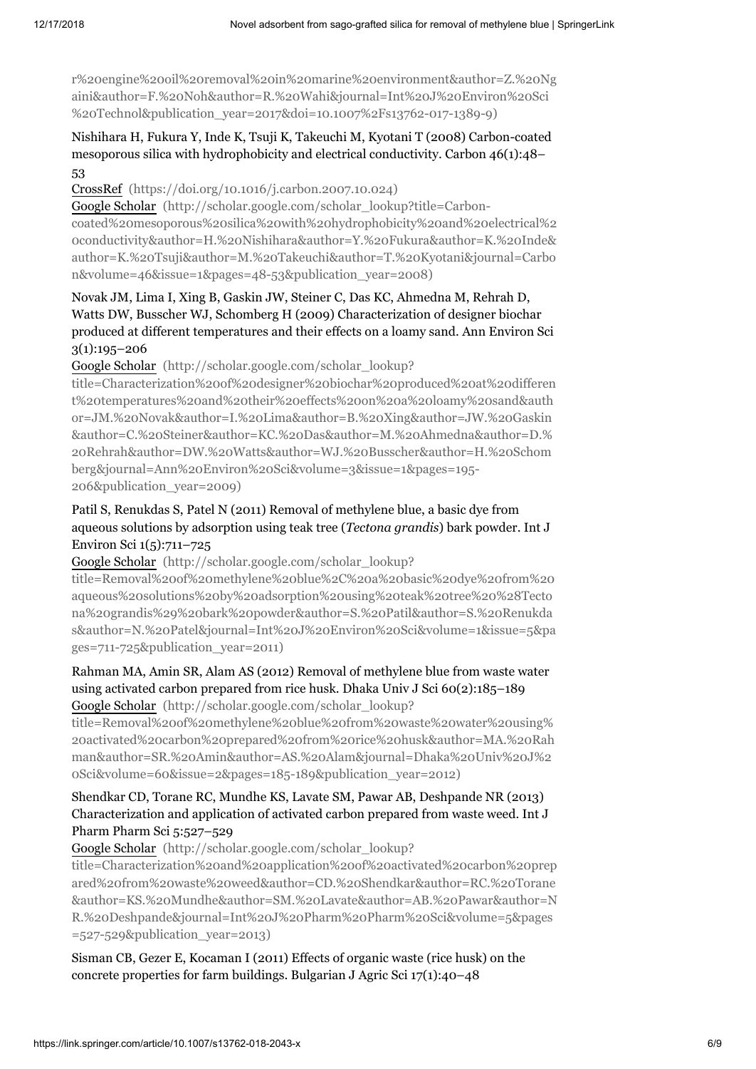r%20engine%20oil%20removal%20in%20marine%20environment&author=Z.%20Ngaini&author=F.%20Noh&author=R.%20Wahi&journal=Int%20J%20Environ%20Sci%20Technol&publication_year=2017&doi=10.1007%2Fs13762-017-1389-9)

Nishihara H, Fukura Y, Inde K, Tsuji K, Takeuchi M, Kyotani T (2008) Carbon-coated mesoporous silica with hydrophobicity and electrical conductivity. Carbon 46(1):48–53

CrossRef (https://doi.org/10.1016/j.carbon.2007.10.024)

Google Scholar (http://scholar.google.com/scholar_lookup?title=Carbon-coated%20mesoporous%20silica%20with%20hydrophobicity%20and%20electrical%20conductivity&author=H.%20Nishihara&author=Y.%20Fukura&author=K.%20Inde&author=K.%20Tsuji&author=M.%20Takeuchi&author=T.%20Kyotani&journal=Carbon&volume=46&issue=1&pages=48-53&publication_year=2008)

Novak JM, Lima I, Xing B, Gaskin JW, Steiner C, Das KC, Ahmedna M, Rehrah D, Watts DW, Busscher WJ, Schomberg H (2009) Characterization of designer biochar produced at different temperatures and their effects on a loamy sand. Ann Environ Sci 3(1):195–206

Google Scholar (http://scholar.google.com/scholar_lookup?title=Characterization%20of%20designer%20biochar%20produced%20at%20different%20temperatures%20and%20their%20effects%20on%20a%20loamy%20sand&author=JM.%20Novak&author=I.%20Lima&author=B.%20Xing&author=JW.%20Gaskin&author=C.%20Steiner&author=KC.%20Das&author=M.%20Ahmedna&author=D.%20Rehrah&author=DW.%20Watts&author=WJ.%20Busscher&author=H.%20Schomberg&journal=Ann%20Environ%20Sci&volume=3&issue=1&pages=195-206&publication_year=2009)

Patil S, Renukdas S, Patel N (2011) Removal of methylene blue, a basic dye from aqueous solutions by adsorption using teak tree (*Tectona grandis*) bark powder. Int J Environ Sci 1(5):711–725

Google Scholar (http://scholar.google.com/scholar_lookup?title=Removal%20of%20methylene%20blue%2C%20a%20basic%20dye%20from%20aqueous%20solutions%20by%20adsorption%20using%20teak%20tree%20%28Tectona%20grandis%29%20bark%20powder&author=S.%20Patil&author=S.%20Renukdas&author=N.%20Patel&journal=Int%20J%20Environ%20Sci&volume=1&issue=5&pages=711-725&publication_year=2011)

Rahman MA, Amin SR, Alam AS (2012) Removal of methylene blue from waste water using activated carbon prepared from rice husk. Dhaka Univ J Sci 60(2):185–189

Google Scholar (http://scholar.google.com/scholar_lookup?title=Removal%20of%20methylene%20blue%20from%20waste%20water%20using%20activated%20carbon%20prepared%20from%20rice%20husk&author=MA.%20Rahman&author=SR.%20Amin&author=AS.%20Alam&journal=Dhaka%20Univ%20J%20Sci&volume=60&issue=2&pages=185-189&publication_year=2012)

Shendkar CD, Torane RC, Mundhe KS, Lavate SM, Pawar AB, Deshpande NR (2013) Characterization and application of activated carbon prepared from waste weed. Int J Pharm Pharm Sci 5:527–529

Google Scholar (http://scholar.google.com/scholar_lookup?title=Characterization%20and%20application%20of%20activated%20carbon%20prepared%20from%20waste%20weed&author=CD.%20Shendkar&author=RC.%20Torane&author=KS.%20Mundhe&author=SM.%20Lavate&author=AB.%20Pawar&author=NR.%20Deshpande&journal=Int%20J%20Pharm%20Pharm%20Sci&volume=5&pages=527-529&publication_year=2013)

Sisman CB, Gezer E, Kocaman I (2011) Effects of organic waste (rice husk) on the concrete properties for farm buildings. Bulgarian J Agric Sci 17(1):40–48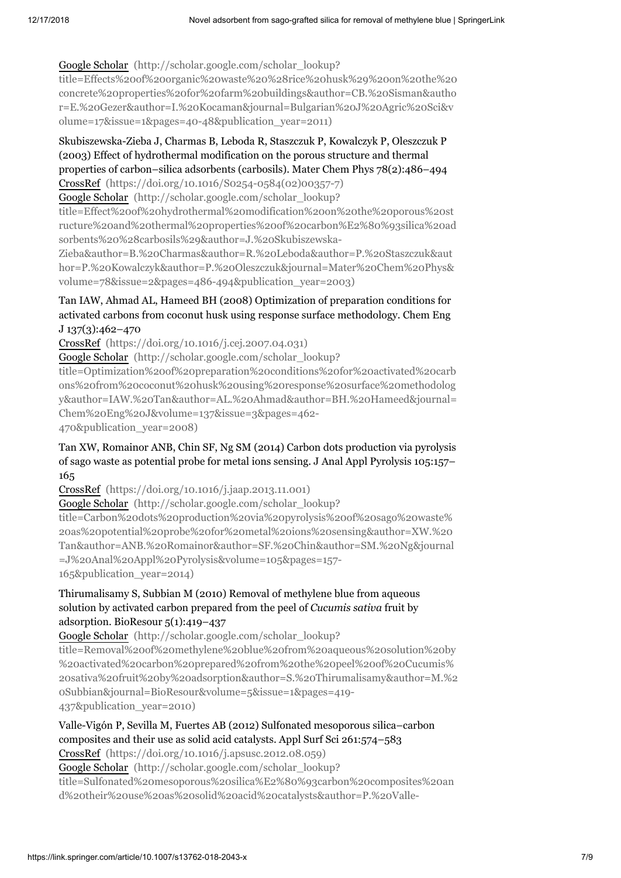Google Scholar (http://scholar.google.com/scholar_lookup?title=Effects%20of%20organic%20waste%20%28rice%20husk%29%20on%20the%20concrete%20properties%20for%20farm%20buildings&author=CB.%20Sisman&author=E.%20Gezer&author=I.%20Kocaman&journal=Bulgarian%20J%20Agric%20Sci&volume=17&issue=1&pages=40-48&publication_year=2011)

Skubiszewska-Zieba J, Charmas B, Leboda R, Staszczuk P, Kowalczyk P, Oleszczuk P (2003) Effect of hydrothermal modification on the porous structure and thermal properties of carbon–silica adsorbents (carbosils). Mater Chem Phys 78(2):486–494
CrossRef (https://doi.org/10.1016/S0254-0584(02)00357-7)
Google Scholar (http://scholar.google.com/scholar_lookup?title=Effect%20of%20hydrothermal%20modification%20on%20the%20porous%20structure%20and%20thermal%20properties%20of%20carbon%E2%80%93silica%20adsorbents%20%28carbosils%29&author=J.%20Skubiszewska-Zieba&author=B.%20Charmas&author=R.%20Leboda&author=P.%20Staszczuk&author=P.%20Kowalczyk&author=P.%20Oleszczuk&journal=Mater%20Chem%20Phys&volume=78&issue=2&pages=486-494&publication_year=2003)

Tan IAW, Ahmad AL, Hameed BH (2008) Optimization of preparation conditions for activated carbons from coconut husk using response surface methodology. Chem Eng J 137(3):462–470
CrossRef (https://doi.org/10.1016/j.cej.2007.04.031)
Google Scholar (http://scholar.google.com/scholar_lookup?title=Optimization%20of%20preparation%20conditions%20for%20activated%20carbons%20from%20coconut%20husk%20using%20response%20surface%20methodology&author=IAW.%20Tan&author=AL.%20Ahmad&author=BH.%20Hameed&journal=Chem%20Eng%20J&volume=137&issue=3&pages=462-470&publication_year=2008)

Tan XW, Romainor ANB, Chin SF, Ng SM (2014) Carbon dots production via pyrolysis of sago waste as potential probe for metal ions sensing. J Anal Appl Pyrolysis 105:157–165
CrossRef (https://doi.org/10.1016/j.jaap.2013.11.001)
Google Scholar (http://scholar.google.com/scholar_lookup?title=Carbon%20dots%20production%20via%20pyrolysis%20of%20sago%20waste%20as%20potential%20probe%20for%20metal%20ions%20sensing&author=XW.%20Tan&author=ANB.%20Romainor&author=SF.%20Chin&author=SM.%20Ng&journal=J%20Anal%20Appl%20Pyrolysis&volume=105&pages=157-165&publication_year=2014)

Thirumalisamy S, Subbian M (2010) Removal of methylene blue from aqueous solution by activated carbon prepared from the peel of *Cucumis sativa* fruit by adsorption. BioResour 5(1):419–437
Google Scholar (http://scholar.google.com/scholar_lookup?title=Removal%20of%20methylene%20blue%20from%20aqueous%20solution%20by%20activated%20carbon%20prepared%20from%20the%20peel%20of%20Cucumis%20sativa%20fruit%20by%20adsorption&author=S.%20Thirumalisamy&author=M.%20Subbian&journal=BioResour&volume=5&issue=1&pages=419-437&publication_year=2010)

Valle-Vigón P, Sevilla M, Fuertes AB (2012) Sulfonated mesoporous silica–carbon composites and their use as solid acid catalysts. Appl Surf Sci 261:574–583
CrossRef (https://doi.org/10.1016/j.apsusc.2012.08.059)
Google Scholar (http://scholar.google.com/scholar_lookup?title=Sulfonated%20mesoporous%20silica%E2%80%93carbon%20composites%20and%20their%20use%20as%20solid%20acid%20catalysts&author=P.%20Valle-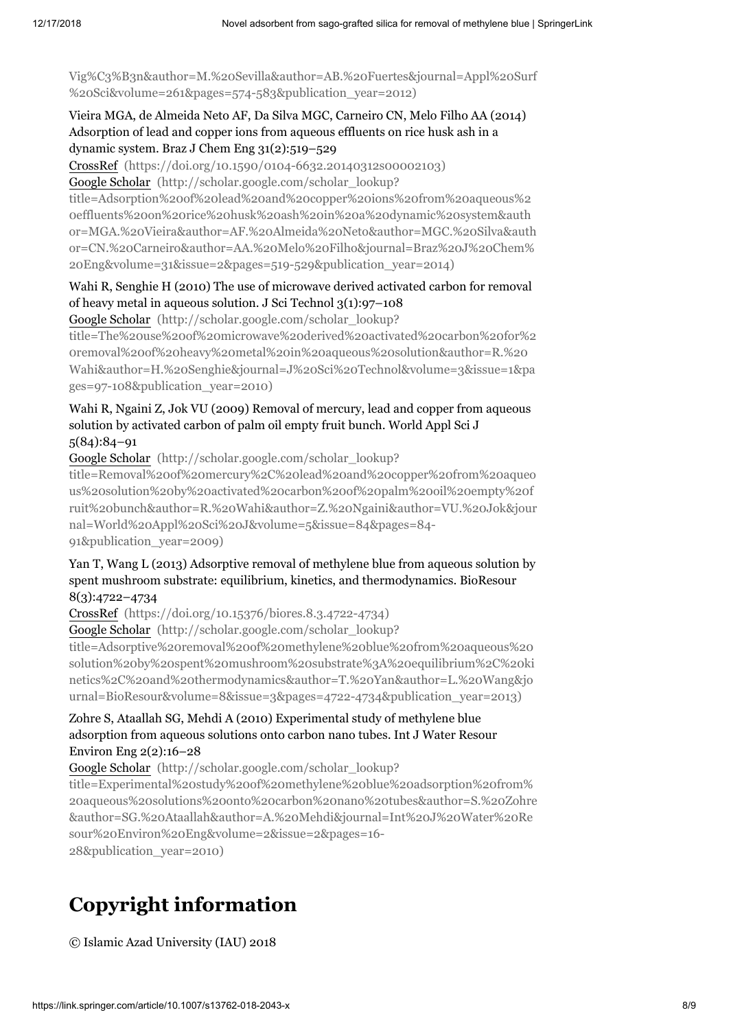Vig%C3%B3n&author=M.%20Sevilla&author=AB.%20Fuertes&journal=Appl%20Surf%20Sci&volume=261&pages=574-583&publication_year=2012)

Vieira MGA, de Almeida Neto AF, Da Silva MGC, Carneiro CN, Melo Filho AA (2014) Adsorption of lead and copper ions from aqueous effluents on rice husk ash in a dynamic system. Braz J Chem Eng 31(2):519–529
CrossRef (https://doi.org/10.1590/0104-6632.20140312s00002103)
Google Scholar (http://scholar.google.com/scholar_lookup?title=Adsorption%20of%20lead%20and%20copper%20ions%20from%20aqueous%20effluents%20on%20rice%20husk%20ash%20in%20a%20dynamic%20system&author=MGA.%20Vieira&author=AF.%20Almeida%20Neto&author=MGC.%20Silva&author=CN.%20Carneiro&author=AA.%20Melo%20Filho&journal=Braz%20J%20Chem%20Eng&volume=31&issue=2&pages=519-529&publication_year=2014)

Wahi R, Senghie H (2010) The use of microwave derived activated carbon for removal of heavy metal in aqueous solution. J Sci Technol 3(1):97–108
Google Scholar (http://scholar.google.com/scholar_lookup?title=The%20use%20of%20microwave%20derived%20activated%20carbon%20for%20removal%20of%20heavy%20metal%20in%20aqueous%20solution&author=R.%20Wahi&author=H.%20Senghie&journal=J%20Sci%20Technol&volume=3&issue=1&pages=97-108&publication_year=2010)

Wahi R, Ngaini Z, Jok VU (2009) Removal of mercury, lead and copper from aqueous solution by activated carbon of palm oil empty fruit bunch. World Appl Sci J 5(84):84–91
Google Scholar (http://scholar.google.com/scholar_lookup?title=Removal%20of%20mercury%2C%20lead%20and%20copper%20from%20aqueous%20solution%20by%20activated%20carbon%20of%20palm%20oil%20empty%20fruit%20bunch&author=R.%20Wahi&author=Z.%20Ngaini&author=VU.%20Jok&journal=World%20Appl%20Sci%20J&volume=5&issue=84&pages=84-91&publication_year=2009)

Yan T, Wang L (2013) Adsorptive removal of methylene blue from aqueous solution by spent mushroom substrate: equilibrium, kinetics, and thermodynamics. BioResour 8(3):4722–4734
CrossRef (https://doi.org/10.15376/biores.8.3.4722-4734)
Google Scholar (http://scholar.google.com/scholar_lookup?title=Adsorptive%20removal%20of%20methylene%20blue%20from%20aqueous%20solution%20by%20spent%20mushroom%20substrate%3A%20equilibrium%2C%20kinetics%2C%20and%20thermodynamics&author=T.%20Yan&author=L.%20Wang&journal=BioResour&volume=8&issue=3&pages=4722-4734&publication_year=2013)

Zohre S, Ataallah SG, Mehdi A (2010) Experimental study of methylene blue adsorption from aqueous solutions onto carbon nano tubes. Int J Water Resour Environ Eng 2(2):16–28
Google Scholar (http://scholar.google.com/scholar_lookup?title=Experimental%20study%20of%20methylene%20blue%20adsorption%20from%20aqueous%20solutions%20onto%20carbon%20nano%20tubes&author=S.%20Zohre&author=SG.%20Ataallah&author=A.%20Mehdi&journal=Int%20J%20Water%20Resour%20Environ%20Eng&volume=2&issue=2&pages=16-28&publication_year=2010)

## Copyright information

© Islamic Azad University (IAU) 2018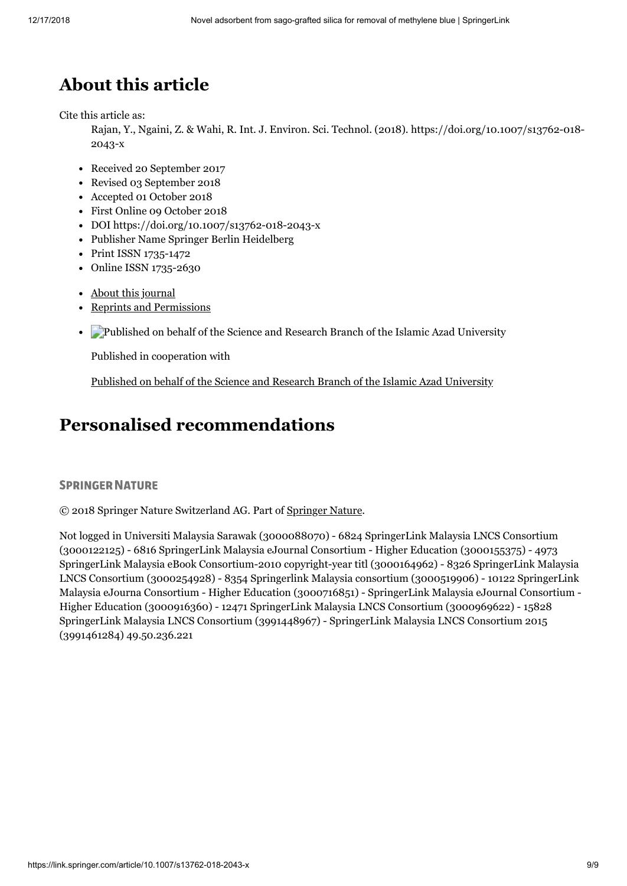## About this article

Cite this article as:

Rajan, Y., Ngaini, Z. & Wahi, R. Int. J. Environ. Sci. Technol. (2018). https://doi.org/10.1007/s13762-018-2043-x

- Received 20 September 2017
- Revised 03 September 2018
- Accepted 01 October 2018
- First Online 09 October 2018
- DOI https://doi.org/10.1007/s13762-018-2043-x
- Publisher Name Springer Berlin Heidelberg
- Print ISSN 1735-1472
- Online ISSN 1735-2630

- About this journal
- Reprints and Permissions

- Published on behalf of the Science and Research Branch of the Islamic Azad University

  Published in cooperation with

  Published on behalf of the Science and Research Branch of the Islamic Azad University

## Personalised recommendations

**SPRINGER NATURE**

© 2018 Springer Nature Switzerland AG. Part of Springer Nature.

Not logged in Universiti Malaysia Sarawak (3000088070) - 6824 SpringerLink Malaysia LNCS Consortium (3000122125) - 6816 SpringerLink Malaysia eJournal Consortium - Higher Education (3000155375) - 4973 SpringerLink Malaysia eBook Consortium-2010 copyright-year titl (3000164962) - 8326 SpringerLink Malaysia LNCS Consortium (3000254928) - 8354 Springerlink Malaysia consortium (3000519906) - 10122 SpringerLink Malaysia eJourna Consortium - Higher Education (3000716851) - SpringerLink Malaysia eJournal Consortium - Higher Education (3000916360) - 12471 SpringerLink Malaysia LNCS Consortium (3000969622) - 15828 SpringerLink Malaysia LNCS Consortium (3991448967) - SpringerLink Malaysia LNCS Consortium 2015 (3991461284) 49.50.236.221